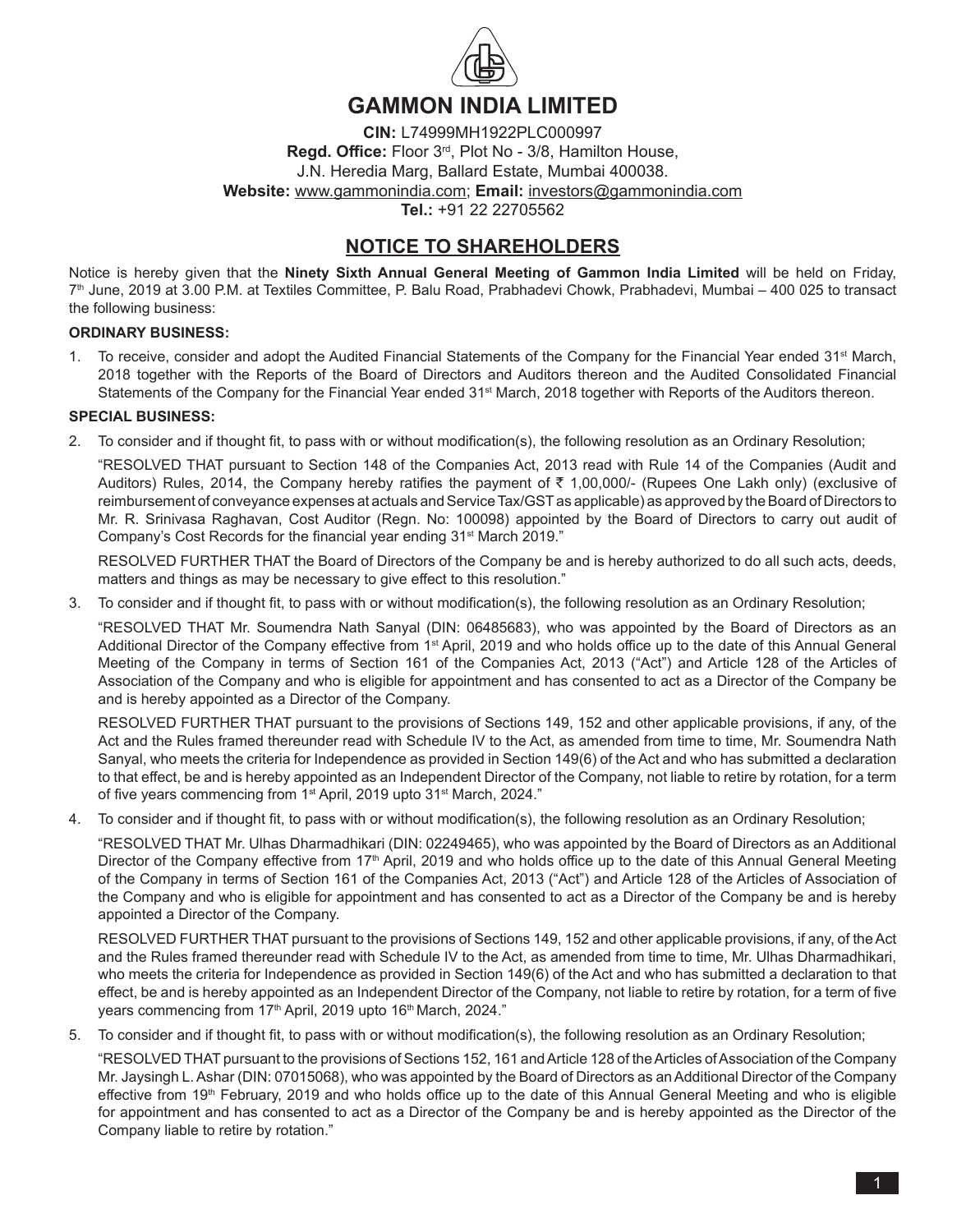# GAMMON INDIA LIMITED

**CIN:** L74999MH1922PLC000997
**Regd. Office:** Floor 3rd, Plot No - 3/8, Hamilton House,
J.N. Heredia Marg, Ballard Estate, Mumbai 400038.
**Website:** www.gammonindia.com; **Email:** investors@gammonindia.com
**Tel.:** +91 22 22705562

## NOTICE TO SHAREHOLDERS

Notice is hereby given that the **Ninety Sixth Annual General Meeting of Gammon India Limited** will be held on Friday, 7th June, 2019 at 3.00 P.M. at Textiles Committee, P. Balu Road, Prabhadevi Chowk, Prabhadevi, Mumbai – 400 025 to transact the following business:

**ORDINARY BUSINESS:**

1. To receive, consider and adopt the Audited Financial Statements of the Company for the Financial Year ended 31st March, 2018 together with the Reports of the Board of Directors and Auditors thereon and the Audited Consolidated Financial Statements of the Company for the Financial Year ended 31st March, 2018 together with Reports of the Auditors thereon.

**SPECIAL BUSINESS:**

2. To consider and if thought fit, to pass with or without modification(s), the following resolution as an Ordinary Resolution;

   "RESOLVED THAT pursuant to Section 148 of the Companies Act, 2013 read with Rule 14 of the Companies (Audit and Auditors) Rules, 2014, the Company hereby ratifies the payment of ₹ 1,00,000/- (Rupees One Lakh only) (exclusive of reimbursement of conveyance expenses at actuals and Service Tax/GST as applicable) as approved by the Board of Directors to Mr. R. Srinivasa Raghavan, Cost Auditor (Regn. No: 100098) appointed by the Board of Directors to carry out audit of Company's Cost Records for the financial year ending 31st March 2019."

   RESOLVED FURTHER THAT the Board of Directors of the Company be and is hereby authorized to do all such acts, deeds, matters and things as may be necessary to give effect to this resolution."

3. To consider and if thought fit, to pass with or without modification(s), the following resolution as an Ordinary Resolution;

   "RESOLVED THAT Mr. Soumendra Nath Sanyal (DIN: 06485683), who was appointed by the Board of Directors as an Additional Director of the Company effective from 1st April, 2019 and who holds office up to the date of this Annual General Meeting of the Company in terms of Section 161 of the Companies Act, 2013 ("Act") and Article 128 of the Articles of Association of the Company and who is eligible for appointment and has consented to act as a Director of the Company be and is hereby appointed as a Director of the Company.

   RESOLVED FURTHER THAT pursuant to the provisions of Sections 149, 152 and other applicable provisions, if any, of the Act and the Rules framed thereunder read with Schedule IV to the Act, as amended from time to time, Mr. Soumendra Nath Sanyal, who meets the criteria for Independence as provided in Section 149(6) of the Act and who has submitted a declaration to that effect, be and is hereby appointed as an Independent Director of the Company, not liable to retire by rotation, for a term of five years commencing from 1st April, 2019 upto 31st March, 2024."

4. To consider and if thought fit, to pass with or without modification(s), the following resolution as an Ordinary Resolution;

   "RESOLVED THAT Mr. Ulhas Dharmadhikari (DIN: 02249465), who was appointed by the Board of Directors as an Additional Director of the Company effective from 17th April, 2019 and who holds office up to the date of this Annual General Meeting of the Company in terms of Section 161 of the Companies Act, 2013 ("Act") and Article 128 of the Articles of Association of the Company and who is eligible for appointment and has consented to act as a Director of the Company be and is hereby appointed a Director of the Company.

   RESOLVED FURTHER THAT pursuant to the provisions of Sections 149, 152 and other applicable provisions, if any, of the Act and the Rules framed thereunder read with Schedule IV to the Act, as amended from time to time, Mr. Ulhas Dharmadhikari, who meets the criteria for Independence as provided in Section 149(6) of the Act and who has submitted a declaration to that effect, be and is hereby appointed as an Independent Director of the Company, not liable to retire by rotation, for a term of five years commencing from 17th April, 2019 upto 16th March, 2024."

5. To consider and if thought fit, to pass with or without modification(s), the following resolution as an Ordinary Resolution;

   "RESOLVED THAT pursuant to the provisions of Sections 152, 161 and Article 128 of the Articles of Association of the Company Mr. Jaysingh L. Ashar (DIN: 07015068), who was appointed by the Board of Directors as an Additional Director of the Company effective from 19th February, 2019 and who holds office up to the date of this Annual General Meeting and who is eligible for appointment and has consented to act as a Director of the Company be and is hereby appointed as the Director of the Company liable to retire by rotation."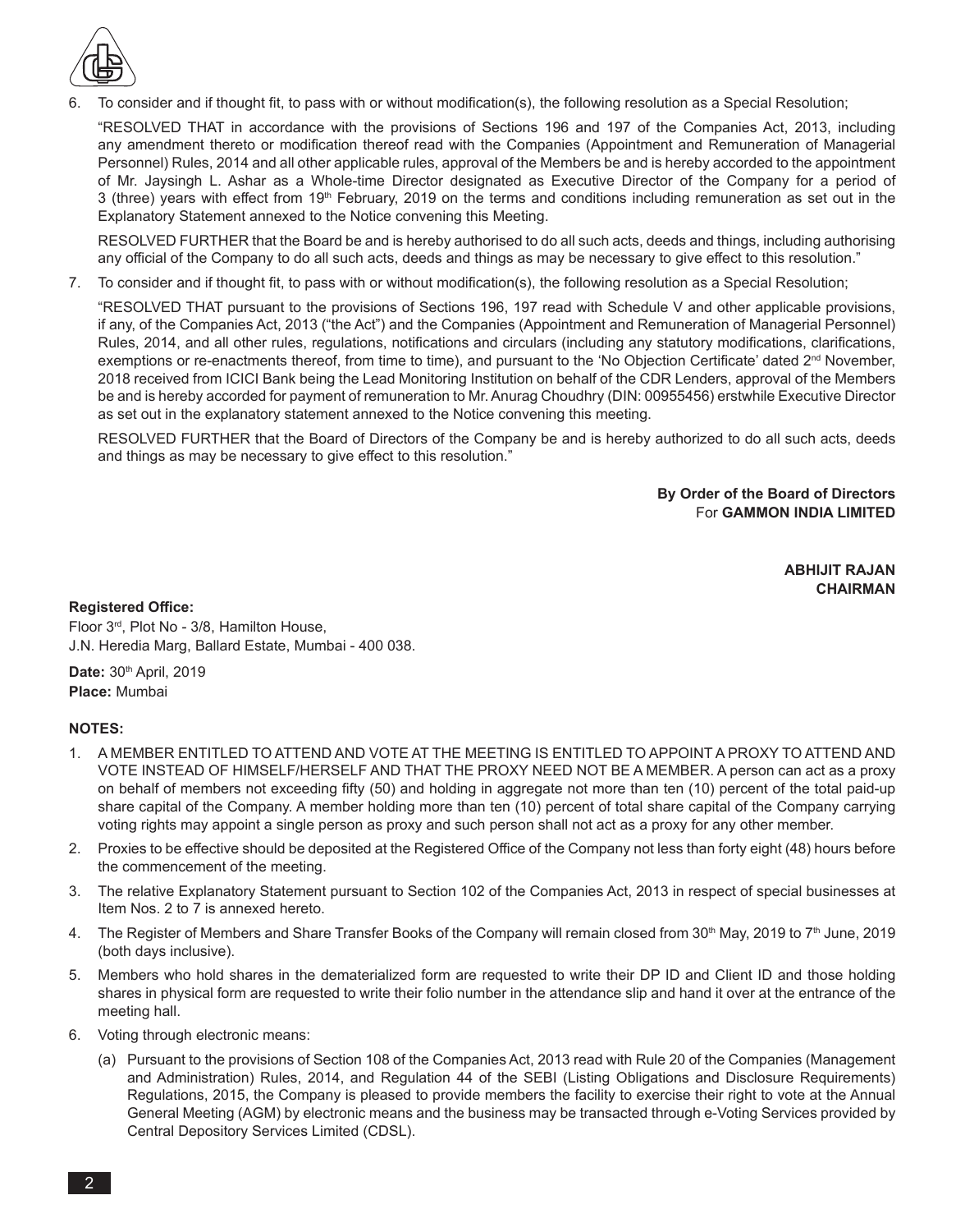6. To consider and if thought fit, to pass with or without modification(s), the following resolution as a Special Resolution;

   "RESOLVED THAT in accordance with the provisions of Sections 196 and 197 of the Companies Act, 2013, including any amendment thereto or modification thereof read with the Companies (Appointment and Remuneration of Managerial Personnel) Rules, 2014 and all other applicable rules, approval of the Members be and is hereby accorded to the appointment of Mr. Jaysingh L. Ashar as a Whole-time Director designated as Executive Director of the Company for a period of 3 (three) years with effect from 19th February, 2019 on the terms and conditions including remuneration as set out in the Explanatory Statement annexed to the Notice convening this Meeting.

   RESOLVED FURTHER that the Board be and is hereby authorised to do all such acts, deeds and things, including authorising any official of the Company to do all such acts, deeds and things as may be necessary to give effect to this resolution."

7. To consider and if thought fit, to pass with or without modification(s), the following resolution as a Special Resolution;

   "RESOLVED THAT pursuant to the provisions of Sections 196, 197 read with Schedule V and other applicable provisions, if any, of the Companies Act, 2013 ("the Act") and the Companies (Appointment and Remuneration of Managerial Personnel) Rules, 2014, and all other rules, regulations, notifications and circulars (including any statutory modifications, clarifications, exemptions or re-enactments thereof, from time to time), and pursuant to the 'No Objection Certificate' dated 2nd November, 2018 received from ICICI Bank being the Lead Monitoring Institution on behalf of the CDR Lenders, approval of the Members be and is hereby accorded for payment of remuneration to Mr. Anurag Choudhry (DIN: 00955456) erstwhile Executive Director as set out in the explanatory statement annexed to the Notice convening this meeting.

   RESOLVED FURTHER that the Board of Directors of the Company be and is hereby authorized to do all such acts, deeds and things as may be necessary to give effect to this resolution."

**By Order of the Board of Directors**
For **GAMMON INDIA LIMITED**

**ABHIJIT RAJAN**
**CHAIRMAN**

**Registered Office:**
Floor 3rd, Plot No - 3/8, Hamilton House,
J.N. Heredia Marg, Ballard Estate, Mumbai - 400 038.

**Date:** 30th April, 2019
**Place:** Mumbai

**NOTES:**

1. A MEMBER ENTITLED TO ATTEND AND VOTE AT THE MEETING IS ENTITLED TO APPOINT A PROXY TO ATTEND AND VOTE INSTEAD OF HIMSELF/HERSELF AND THAT THE PROXY NEED NOT BE A MEMBER. A person can act as a proxy on behalf of members not exceeding fifty (50) and holding in aggregate not more than ten (10) percent of the total paid-up share capital of the Company. A member holding more than ten (10) percent of total share capital of the Company carrying voting rights may appoint a single person as proxy and such person shall not act as a proxy for any other member.
2. Proxies to be effective should be deposited at the Registered Office of the Company not less than forty eight (48) hours before the commencement of the meeting.
3. The relative Explanatory Statement pursuant to Section 102 of the Companies Act, 2013 in respect of special businesses at Item Nos. 2 to 7 is annexed hereto.
4. The Register of Members and Share Transfer Books of the Company will remain closed from 30th May, 2019 to 7th June, 2019 (both days inclusive).
5. Members who hold shares in the dematerialized form are requested to write their DP ID and Client ID and those holding shares in physical form are requested to write their folio number in the attendance slip and hand it over at the entrance of the meeting hall.
6. Voting through electronic means:
   (a) Pursuant to the provisions of Section 108 of the Companies Act, 2013 read with Rule 20 of the Companies (Management and Administration) Rules, 2014, and Regulation 44 of the SEBI (Listing Obligations and Disclosure Requirements) Regulations, 2015, the Company is pleased to provide members the facility to exercise their right to vote at the Annual General Meeting (AGM) by electronic means and the business may be transacted through e-Voting Services provided by Central Depository Services Limited (CDSL).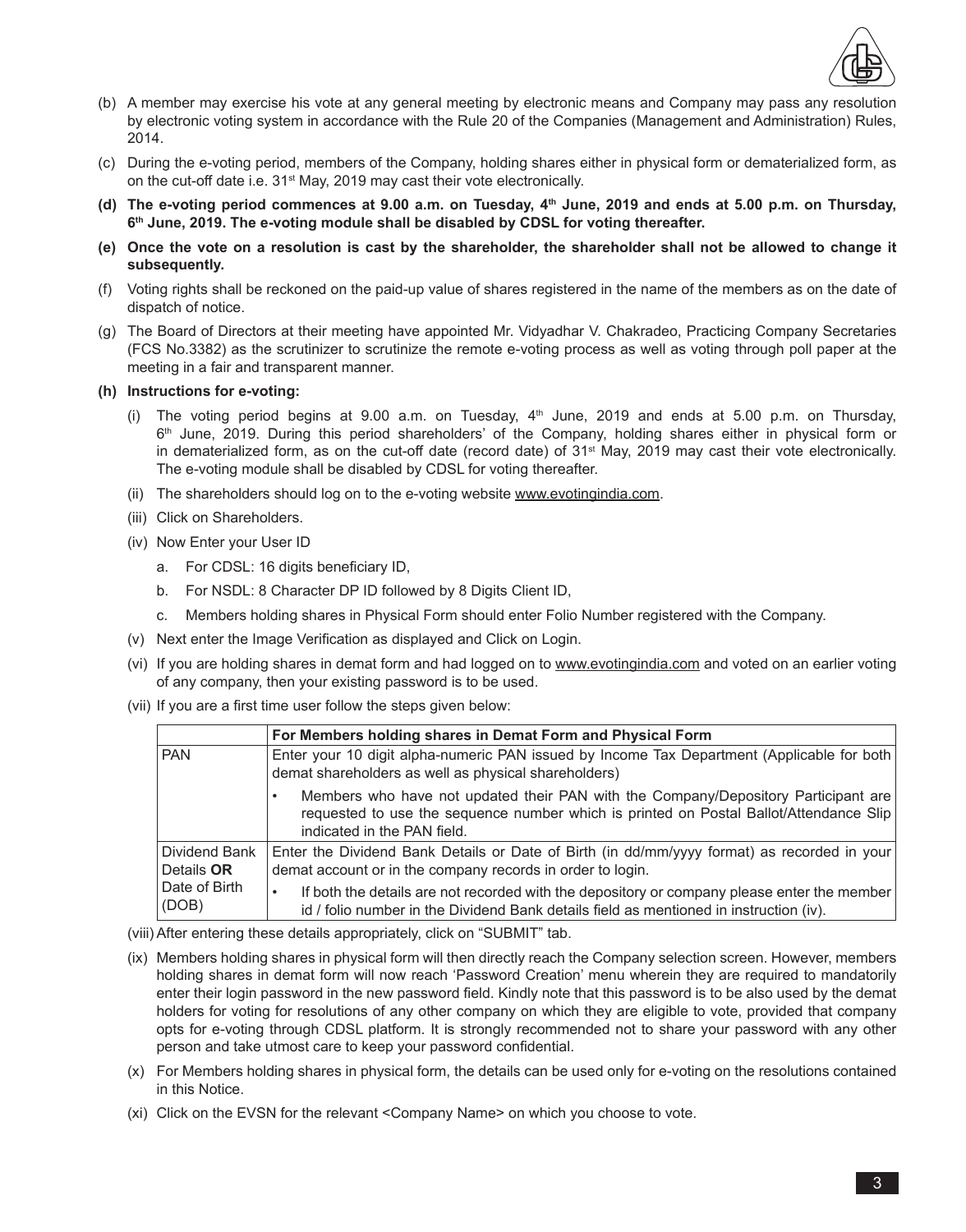(b) A member may exercise his vote at any general meeting by electronic means and Company may pass any resolution by electronic voting system in accordance with the Rule 20 of the Companies (Management and Administration) Rules, 2014.

(c) During the e-voting period, members of the Company, holding shares either in physical form or dematerialized form, as on the cut-off date i.e. 31st May, 2019 may cast their vote electronically.

**(d) The e-voting period commences at 9.00 a.m. on Tuesday, 4th June, 2019 and ends at 5.00 p.m. on Thursday, 6th June, 2019. The e-voting module shall be disabled by CDSL for voting thereafter.**

**(e) Once the vote on a resolution is cast by the shareholder, the shareholder shall not be allowed to change it subsequently.**

(f) Voting rights shall be reckoned on the paid-up value of shares registered in the name of the members as on the date of dispatch of notice.

(g) The Board of Directors at their meeting have appointed Mr. Vidyadhar V. Chakradeo, Practicing Company Secretaries (FCS No.3382) as the scrutinizer to scrutinize the remote e-voting process as well as voting through poll paper at the meeting in a fair and transparent manner.

**(h) Instructions for e-voting:**

(i) The voting period begins at 9.00 a.m. on Tuesday, 4th June, 2019 and ends at 5.00 p.m. on Thursday, 6th June, 2019. During this period shareholders' of the Company, holding shares either in physical form or in dematerialized form, as on the cut-off date (record date) of 31st May, 2019 may cast their vote electronically. The e-voting module shall be disabled by CDSL for voting thereafter.

(ii) The shareholders should log on to the e-voting website www.evotingindia.com.

(iii) Click on Shareholders.

(iv) Now Enter your User ID

a. For CDSL: 16 digits beneficiary ID,

b. For NSDL: 8 Character DP ID followed by 8 Digits Client ID,

c. Members holding shares in Physical Form should enter Folio Number registered with the Company.

(v) Next enter the Image Verification as displayed and Click on Login.

(vi) If you are holding shares in demat form and had logged on to www.evotingindia.com and voted on an earlier voting of any company, then your existing password is to be used.

(vii) If you are a first time user follow the steps given below:

| | **For Members holding shares in Demat Form and Physical Form** |
|---|---|
| PAN | Enter your 10 digit alpha-numeric PAN issued by Income Tax Department (Applicable for both demat shareholders as well as physical shareholders)<br>• Members who have not updated their PAN with the Company/Depository Participant are requested to use the sequence number which is printed on Postal Ballot/Attendance Slip indicated in the PAN field. |
| Dividend Bank Details **OR** Date of Birth (DOB) | Enter the Dividend Bank Details or Date of Birth (in dd/mm/yyyy format) as recorded in your demat account or in the company records in order to login.<br>• If both the details are not recorded with the depository or company please enter the member id / folio number in the Dividend Bank details field as mentioned in instruction (iv). |

(viii) After entering these details appropriately, click on "SUBMIT" tab.

(ix) Members holding shares in physical form will then directly reach the Company selection screen. However, members holding shares in demat form will now reach 'Password Creation' menu wherein they are required to mandatorily enter their login password in the new password field. Kindly note that this password is to be also used by the demat holders for voting for resolutions of any other company on which they are eligible to vote, provided that company opts for e-voting through CDSL platform. It is strongly recommended not to share your password with any other person and take utmost care to keep your password confidential.

(x) For Members holding shares in physical form, the details can be used only for e-voting on the resolutions contained in this Notice.

(xi) Click on the EVSN for the relevant <Company Name> on which you choose to vote.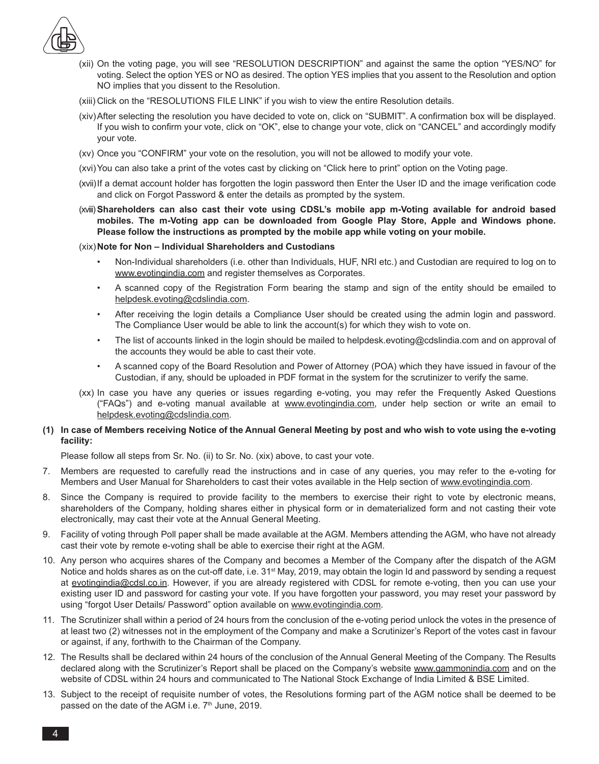(xii) On the voting page, you will see "RESOLUTION DESCRIPTION" and against the same the option "YES/NO" for voting. Select the option YES or NO as desired. The option YES implies that you assent to the Resolution and option NO implies that you dissent to the Resolution.

(xiii) Click on the "RESOLUTIONS FILE LINK" if you wish to view the entire Resolution details.

(xiv) After selecting the resolution you have decided to vote on, click on "SUBMIT". A confirmation box will be displayed. If you wish to confirm your vote, click on "OK", else to change your vote, click on "CANCEL" and accordingly modify your vote.

(xv) Once you "CONFIRM" your vote on the resolution, you will not be allowed to modify your vote.

(xvi) You can also take a print of the votes cast by clicking on "Click here to print" option on the Voting page.

(xvii) If a demat account holder has forgotten the login password then Enter the User ID and the image verification code and click on Forgot Password & enter the details as prompted by the system.

(xviii) **Shareholders can also cast their vote using CDSL's mobile app m-Voting available for android based mobiles. The m-Voting app can be downloaded from Google Play Store, Apple and Windows phone. Please follow the instructions as prompted by the mobile app while voting on your mobile.**

(xix) **Note for Non – Individual Shareholders and Custodians**

- Non-Individual shareholders (i.e. other than Individuals, HUF, NRI etc.) and Custodian are required to log on to www.evotingindia.com and register themselves as Corporates.
- A scanned copy of the Registration Form bearing the stamp and sign of the entity should be emailed to helpdesk.evoting@cdslindia.com.
- After receiving the login details a Compliance User should be created using the admin login and password. The Compliance User would be able to link the account(s) for which they wish to vote on.
- The list of accounts linked in the login should be mailed to helpdesk.evoting@cdslindia.com and on approval of the accounts they would be able to cast their vote.
- A scanned copy of the Board Resolution and Power of Attorney (POA) which they have issued in favour of the Custodian, if any, should be uploaded in PDF format in the system for the scrutinizer to verify the same.

(xx) In case you have any queries or issues regarding e-voting, you may refer the Frequently Asked Questions ("FAQs") and e-voting manual available at www.evotingindia.com, under help section or write an email to helpdesk.evoting@cdslindia.com.

**(1) In case of Members receiving Notice of the Annual General Meeting by post and who wish to vote using the e-voting facility:**

Please follow all steps from Sr. No. (ii) to Sr. No. (xix) above, to cast your vote.

7. Members are requested to carefully read the instructions and in case of any queries, you may refer to the e-voting for Members and User Manual for Shareholders to cast their votes available in the Help section of www.evotingindia.com.

8. Since the Company is required to provide facility to the members to exercise their right to vote by electronic means, shareholders of the Company, holding shares either in physical form or in dematerialized form and not casting their vote electronically, may cast their vote at the Annual General Meeting.

9. Facility of voting through Poll paper shall be made available at the AGM. Members attending the AGM, who have not already cast their vote by remote e-voting shall be able to exercise their right at the AGM.

10. Any person who acquires shares of the Company and becomes a Member of the Company after the dispatch of the AGM Notice and holds shares as on the cut-off date, i.e. 31st May, 2019, may obtain the login Id and password by sending a request at evotingindia@cdsl.co.in. However, if you are already registered with CDSL for remote e-voting, then you can use your existing user ID and password for casting your vote. If you have forgotten your password, you may reset your password by using "forgot User Details/ Password" option available on www.evotingindia.com.

11. The Scrutinizer shall within a period of 24 hours from the conclusion of the e-voting period unlock the votes in the presence of at least two (2) witnesses not in the employment of the Company and make a Scrutinizer's Report of the votes cast in favour or against, if any, forthwith to the Chairman of the Company.

12. The Results shall be declared within 24 hours of the conclusion of the Annual General Meeting of the Company. The Results declared along with the Scrutinizer's Report shall be placed on the Company's website www.gammonindia.com and on the website of CDSL within 24 hours and communicated to The National Stock Exchange of India Limited & BSE Limited.

13. Subject to the receipt of requisite number of votes, the Resolutions forming part of the AGM notice shall be deemed to be passed on the date of the AGM i.e. 7th June, 2019.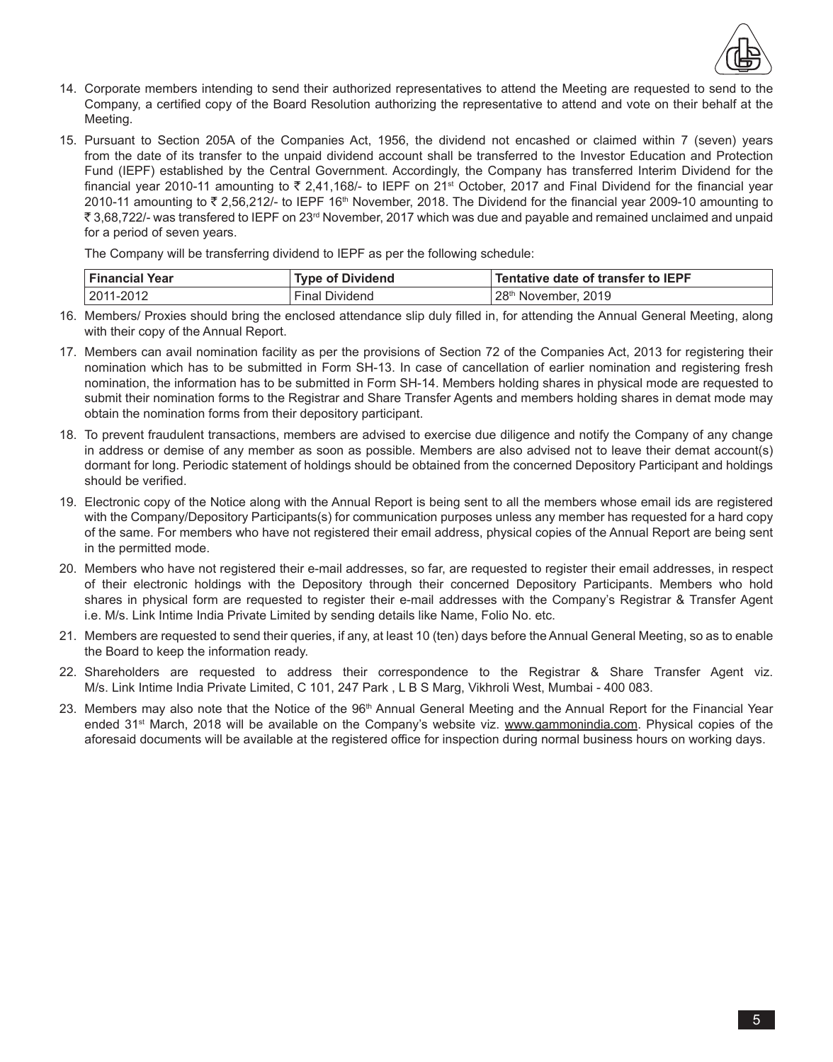14. Corporate members intending to send their authorized representatives to attend the Meeting are requested to send to the Company, a certified copy of the Board Resolution authorizing the representative to attend and vote on their behalf at the Meeting.

15. Pursuant to Section 205A of the Companies Act, 1956, the dividend not encashed or claimed within 7 (seven) years from the date of its transfer to the unpaid dividend account shall be transferred to the Investor Education and Protection Fund (IEPF) established by the Central Government. Accordingly, the Company has transferred Interim Dividend for the financial year 2010-11 amounting to ₹ 2,41,168/- to IEPF on 21st October, 2017 and Final Dividend for the financial year 2010-11 amounting to ₹ 2,56,212/- to IEPF 16th November, 2018. The Dividend for the financial year 2009-10 amounting to ₹ 3,68,722/- was transfered to IEPF on 23rd November, 2017 which was due and payable and remained unclaimed and unpaid for a period of seven years.

    The Company will be transferring dividend to IEPF as per the following schedule:

| Financial Year | Type of Dividend | Tentative date of transfer to IEPF |
|---|---|---|
| 2011-2012 | Final Dividend | 28th November, 2019 |

16. Members/ Proxies should bring the enclosed attendance slip duly filled in, for attending the Annual General Meeting, along with their copy of the Annual Report.

17. Members can avail nomination facility as per the provisions of Section 72 of the Companies Act, 2013 for registering their nomination which has to be submitted in Form SH-13. In case of cancellation of earlier nomination and registering fresh nomination, the information has to be submitted in Form SH-14. Members holding shares in physical mode are requested to submit their nomination forms to the Registrar and Share Transfer Agents and members holding shares in demat mode may obtain the nomination forms from their depository participant.

18. To prevent fraudulent transactions, members are advised to exercise due diligence and notify the Company of any change in address or demise of any member as soon as possible. Members are also advised not to leave their demat account(s) dormant for long. Periodic statement of holdings should be obtained from the concerned Depository Participant and holdings should be verified.

19. Electronic copy of the Notice along with the Annual Report is being sent to all the members whose email ids are registered with the Company/Depository Participants(s) for communication purposes unless any member has requested for a hard copy of the same. For members who have not registered their email address, physical copies of the Annual Report are being sent in the permitted mode.

20. Members who have not registered their e-mail addresses, so far, are requested to register their email addresses, in respect of their electronic holdings with the Depository through their concerned Depository Participants. Members who hold shares in physical form are requested to register their e-mail addresses with the Company's Registrar & Transfer Agent i.e. M/s. Link Intime India Private Limited by sending details like Name, Folio No. etc.

21. Members are requested to send their queries, if any, at least 10 (ten) days before the Annual General Meeting, so as to enable the Board to keep the information ready.

22. Shareholders are requested to address their correspondence to the Registrar & Share Transfer Agent viz. M/s. Link Intime India Private Limited, C 101, 247 Park , L B S Marg, Vikhroli West, Mumbai - 400 083.

23. Members may also note that the Notice of the 96th Annual General Meeting and the Annual Report for the Financial Year ended 31st March, 2018 will be available on the Company's website viz. www.gammonindia.com. Physical copies of the aforesaid documents will be available at the registered office for inspection during normal business hours on working days.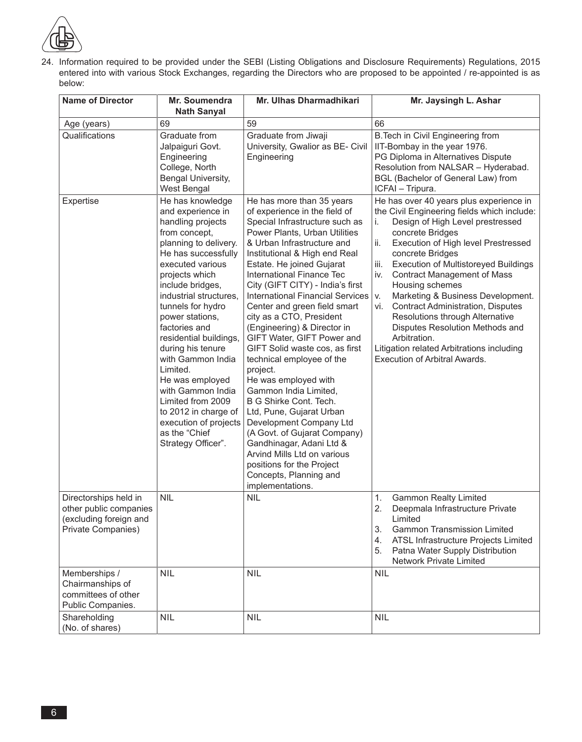24. Information required to be provided under the SEBI (Listing Obligations and Disclosure Requirements) Regulations, 2015 entered into with various Stock Exchanges, regarding the Directors who are proposed to be appointed / re-appointed is as below:

| Name of Director | Mr. Soumendra Nath Sanyal | Mr. Ulhas Dharmadhikari | Mr. Jaysingh L. Ashar |
|---|---|---|---|
| Age (years) | 69 | 59 | 66 |
| Qualifications | Graduate from Jalpaiguri Govt. Engineering College, North Bengal University, West Bengal | Graduate from Jiwaji University, Gwalior as BE- Civil Engineering | B.Tech in Civil Engineering from IIT-Bombay in the year 1976.<br>PG Diploma in Alternatives Dispute Resolution from NALSAR – Hyderabad.<br>BGL (Bachelor of General Law) from ICFAI – Tripura. |
| Expertise | He has knowledge and experience in handling projects from concept, planning to delivery. He has successfully executed various projects which include bridges, industrial structures, tunnels for hydro power stations, factories and residential buildings, during his tenure with Gammon India Limited.<br>He was employed with Gammon India Limited from 2009 to 2012 in charge of execution of projects as the "Chief Strategy Officer". | He has more than 35 years of experience in the field of Special Infrastructure such as Power Plants, Urban Utilities & Urban Infrastructure and Institutional & High end Real Estate. He joined Gujarat International Finance Tec City (GIFT CITY) - India's first International Financial Services Center and green field smart city as a CTO, President (Engineering) & Director in GIFT Water, GIFT Power and GIFT Solid waste cos, as first technical employee of the project.<br>He was employed with Gammon India Limited, B G Shirke Cont. Tech. Ltd, Pune, Gujarat Urban Development Company Ltd (A Govt. of Gujarat Company) Gandhinagar, Adani Ltd & Arvind Mills Ltd on various positions for the Project Concepts, Planning and implementations. | He has over 40 years plus experience in the Civil Engineering fields which include:<br>i. Design of High Level prestressed concrete Bridges<br>ii. Execution of High level Prestressed concrete Bridges<br>iii. Execution of Multistoreyed Buildings<br>iv. Contract Management of Mass Housing schemes<br>v. Marketing & Business Development.<br>vi. Contract Administration, Disputes Resolutions through Alternative Disputes Resolution Methods and Arbitration.<br>Litigation related Arbitrations including Execution of Arbitral Awards. |
| Directorships held in other public companies (excluding foreign and Private Companies) | NIL | NIL | 1. Gammon Realty Limited<br>2. Deepmala Infrastructure Private Limited<br>3. Gammon Transmission Limited<br>4. ATSL Infrastructure Projects Limited<br>5. Patna Water Supply Distribution Network Private Limited |
| Memberships / Chairmanships of committees of other Public Companies. | NIL | NIL | NIL |
| Shareholding (No. of shares) | NIL | NIL | NIL |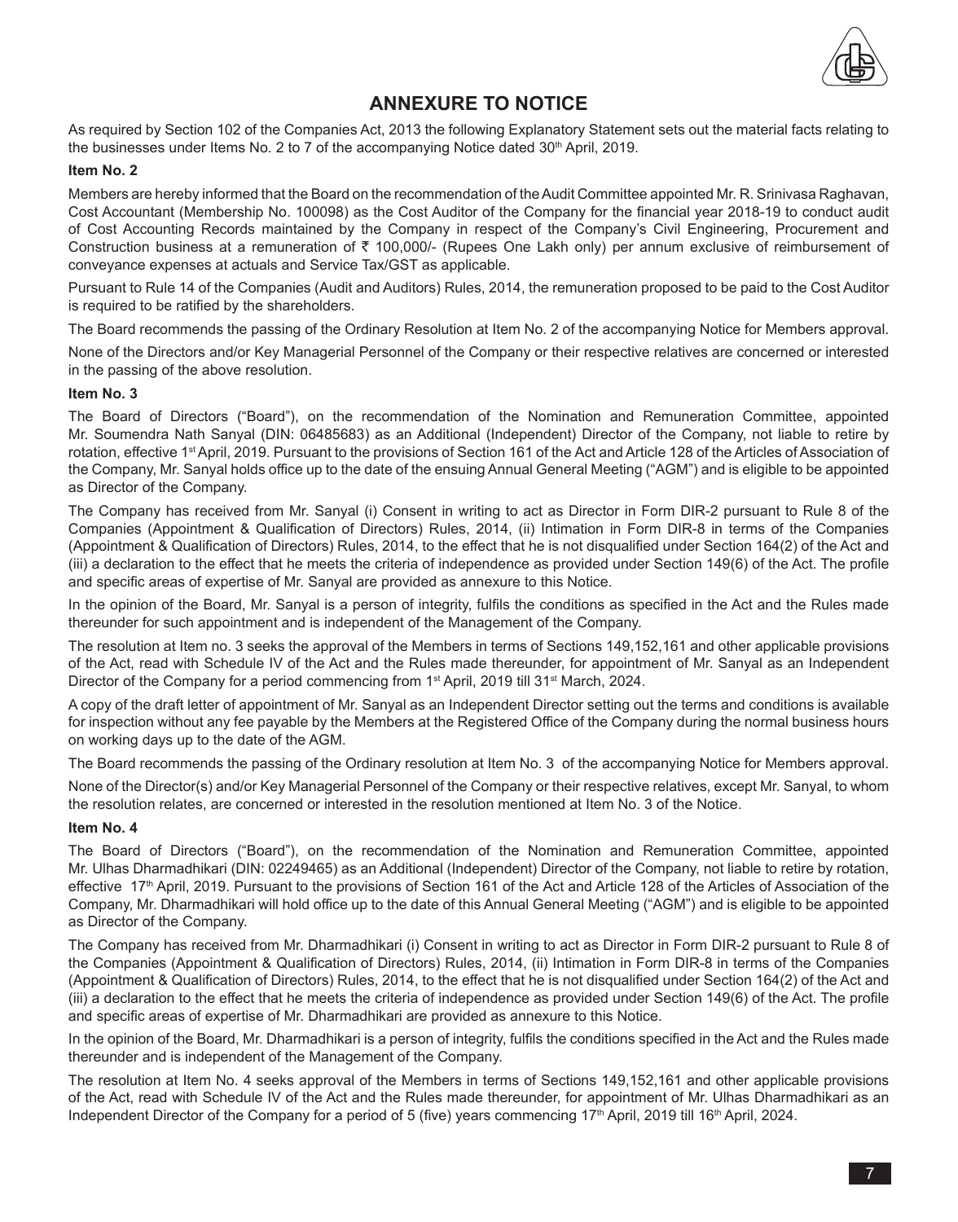# ANNEXURE TO NOTICE

As required by Section 102 of the Companies Act, 2013 the following Explanatory Statement sets out the material facts relating to the businesses under Items No. 2 to 7 of the accompanying Notice dated 30th April, 2019.

**Item No. 2**

Members are hereby informed that the Board on the recommendation of the Audit Committee appointed Mr. R. Srinivasa Raghavan, Cost Accountant (Membership No. 100098) as the Cost Auditor of the Company for the financial year 2018-19 to conduct audit of Cost Accounting Records maintained by the Company in respect of the Company's Civil Engineering, Procurement and Construction business at a remuneration of ₹ 100,000/- (Rupees One Lakh only) per annum exclusive of reimbursement of conveyance expenses at actuals and Service Tax/GST as applicable.

Pursuant to Rule 14 of the Companies (Audit and Auditors) Rules, 2014, the remuneration proposed to be paid to the Cost Auditor is required to be ratified by the shareholders.

The Board recommends the passing of the Ordinary Resolution at Item No. 2 of the accompanying Notice for Members approval.

None of the Directors and/or Key Managerial Personnel of the Company or their respective relatives are concerned or interested in the passing of the above resolution.

**Item No. 3**

The Board of Directors ("Board"), on the recommendation of the Nomination and Remuneration Committee, appointed Mr. Soumendra Nath Sanyal (DIN: 06485683) as an Additional (Independent) Director of the Company, not liable to retire by rotation, effective 1st April, 2019. Pursuant to the provisions of Section 161 of the Act and Article 128 of the Articles of Association of the Company, Mr. Sanyal holds office up to the date of the ensuing Annual General Meeting ("AGM") and is eligible to be appointed as Director of the Company.

The Company has received from Mr. Sanyal (i) Consent in writing to act as Director in Form DIR-2 pursuant to Rule 8 of the Companies (Appointment & Qualification of Directors) Rules, 2014, (ii) Intimation in Form DIR-8 in terms of the Companies (Appointment & Qualification of Directors) Rules, 2014, to the effect that he is not disqualified under Section 164(2) of the Act and (iii) a declaration to the effect that he meets the criteria of independence as provided under Section 149(6) of the Act. The profile and specific areas of expertise of Mr. Sanyal are provided as annexure to this Notice.

In the opinion of the Board, Mr. Sanyal is a person of integrity, fulfils the conditions as specified in the Act and the Rules made thereunder for such appointment and is independent of the Management of the Company.

The resolution at Item no. 3 seeks the approval of the Members in terms of Sections 149,152,161 and other applicable provisions of the Act, read with Schedule IV of the Act and the Rules made thereunder, for appointment of Mr. Sanyal as an Independent Director of the Company for a period commencing from 1st April, 2019 till 31st March, 2024.

A copy of the draft letter of appointment of Mr. Sanyal as an Independent Director setting out the terms and conditions is available for inspection without any fee payable by the Members at the Registered Office of the Company during the normal business hours on working days up to the date of the AGM.

The Board recommends the passing of the Ordinary resolution at Item No. 3 of the accompanying Notice for Members approval.

None of the Director(s) and/or Key Managerial Personnel of the Company or their respective relatives, except Mr. Sanyal, to whom the resolution relates, are concerned or interested in the resolution mentioned at Item No. 3 of the Notice.

**Item No. 4**

The Board of Directors ("Board"), on the recommendation of the Nomination and Remuneration Committee, appointed Mr. Ulhas Dharmadhikari (DIN: 02249465) as an Additional (Independent) Director of the Company, not liable to retire by rotation, effective 17th April, 2019. Pursuant to the provisions of Section 161 of the Act and Article 128 of the Articles of Association of the Company, Mr. Dharmadhikari will hold office up to the date of this Annual General Meeting ("AGM") and is eligible to be appointed as Director of the Company.

The Company has received from Mr. Dharmadhikari (i) Consent in writing to act as Director in Form DIR-2 pursuant to Rule 8 of the Companies (Appointment & Qualification of Directors) Rules, 2014, (ii) Intimation in Form DIR-8 in terms of the Companies (Appointment & Qualification of Directors) Rules, 2014, to the effect that he is not disqualified under Section 164(2) of the Act and (iii) a declaration to the effect that he meets the criteria of independence as provided under Section 149(6) of the Act. The profile and specific areas of expertise of Mr. Dharmadhikari are provided as annexure to this Notice.

In the opinion of the Board, Mr. Dharmadhikari is a person of integrity, fulfils the conditions specified in the Act and the Rules made thereunder and is independent of the Management of the Company.

The resolution at Item No. 4 seeks approval of the Members in terms of Sections 149,152,161 and other applicable provisions of the Act, read with Schedule IV of the Act and the Rules made thereunder, for appointment of Mr. Ulhas Dharmadhikari as an Independent Director of the Company for a period of 5 (five) years commencing 17th April, 2019 till 16th April, 2024.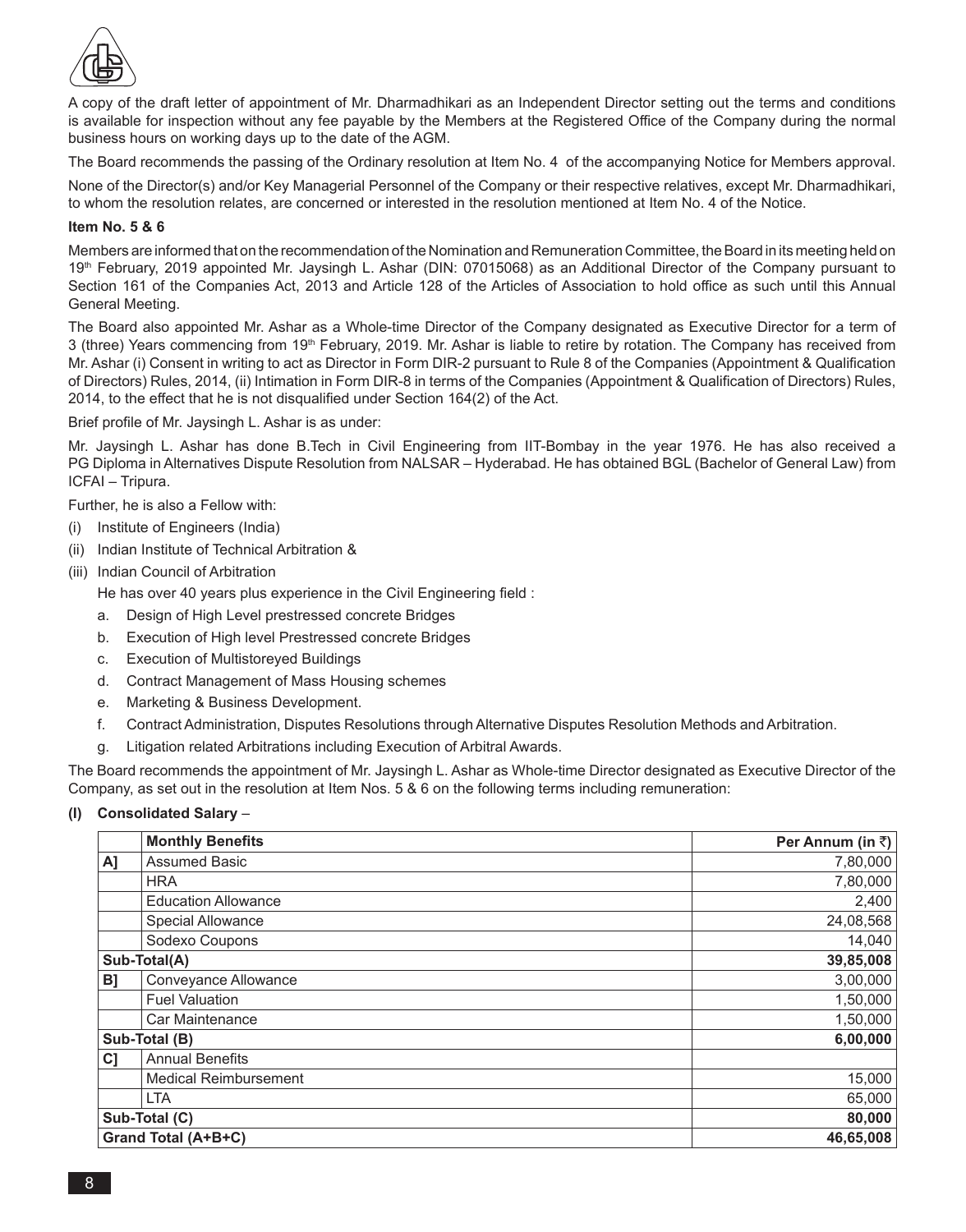A copy of the draft letter of appointment of Mr. Dharmadhikari as an Independent Director setting out the terms and conditions is available for inspection without any fee payable by the Members at the Registered Office of the Company during the normal business hours on working days up to the date of the AGM.

The Board recommends the passing of the Ordinary resolution at Item No. 4 of the accompanying Notice for Members approval.

None of the Director(s) and/or Key Managerial Personnel of the Company or their respective relatives, except Mr. Dharmadhikari, to whom the resolution relates, are concerned or interested in the resolution mentioned at Item No. 4 of the Notice.

**Item No. 5 & 6**

Members are informed that on the recommendation of the Nomination and Remuneration Committee, the Board in its meeting held on 19th February, 2019 appointed Mr. Jaysingh L. Ashar (DIN: 07015068) as an Additional Director of the Company pursuant to Section 161 of the Companies Act, 2013 and Article 128 of the Articles of Association to hold office as such until this Annual General Meeting.

The Board also appointed Mr. Ashar as a Whole-time Director of the Company designated as Executive Director for a term of 3 (three) Years commencing from 19th February, 2019. Mr. Ashar is liable to retire by rotation. The Company has received from Mr. Ashar (i) Consent in writing to act as Director in Form DIR-2 pursuant to Rule 8 of the Companies (Appointment & Qualification of Directors) Rules, 2014, (ii) Intimation in Form DIR-8 in terms of the Companies (Appointment & Qualification of Directors) Rules, 2014, to the effect that he is not disqualified under Section 164(2) of the Act.

Brief profile of Mr. Jaysingh L. Ashar is as under:

Mr. Jaysingh L. Ashar has done B.Tech in Civil Engineering from IIT-Bombay in the year 1976. He has also received a PG Diploma in Alternatives Dispute Resolution from NALSAR – Hyderabad. He has obtained BGL (Bachelor of General Law) from ICFAI – Tripura.

Further, he is also a Fellow with:

(i) Institute of Engineers (India)

(ii) Indian Institute of Technical Arbitration &

(iii) Indian Council of Arbitration

He has over 40 years plus experience in the Civil Engineering field :

a. Design of High Level prestressed concrete Bridges

b. Execution of High level Prestressed concrete Bridges

c. Execution of Multistoreyed Buildings

d. Contract Management of Mass Housing schemes

e. Marketing & Business Development.

f. Contract Administration, Disputes Resolutions through Alternative Disputes Resolution Methods and Arbitration.

g. Litigation related Arbitrations including Execution of Arbitral Awards.

The Board recommends the appointment of Mr. Jaysingh L. Ashar as Whole-time Director designated as Executive Director of the Company, as set out in the resolution at Item Nos. 5 & 6 on the following terms including remuneration:

**(I) Consolidated Salary** –

| | **Monthly Benefits** | **Per Annum (in ₹)** |
|---|---|---|
| **A]** | Assumed Basic | 7,80,000 |
| | HRA | 7,80,000 |
| | Education Allowance | 2,400 |
| | Special Allowance | 24,08,568 |
| | Sodexo Coupons | 14,040 |
| **Sub-Total(A)** | | **39,85,008** |
| **B]** | Conveyance Allowance | 3,00,000 |
| | Fuel Valuation | 1,50,000 |
| | Car Maintenance | 1,50,000 |
| **Sub-Total (B)** | | **6,00,000** |
| **C]** | Annual Benefits | |
| | Medical Reimbursement | 15,000 |
| | LTA | 65,000 |
| **Sub-Total (C)** | | **80,000** |
| **Grand Total (A+B+C)** | | **46,65,008** |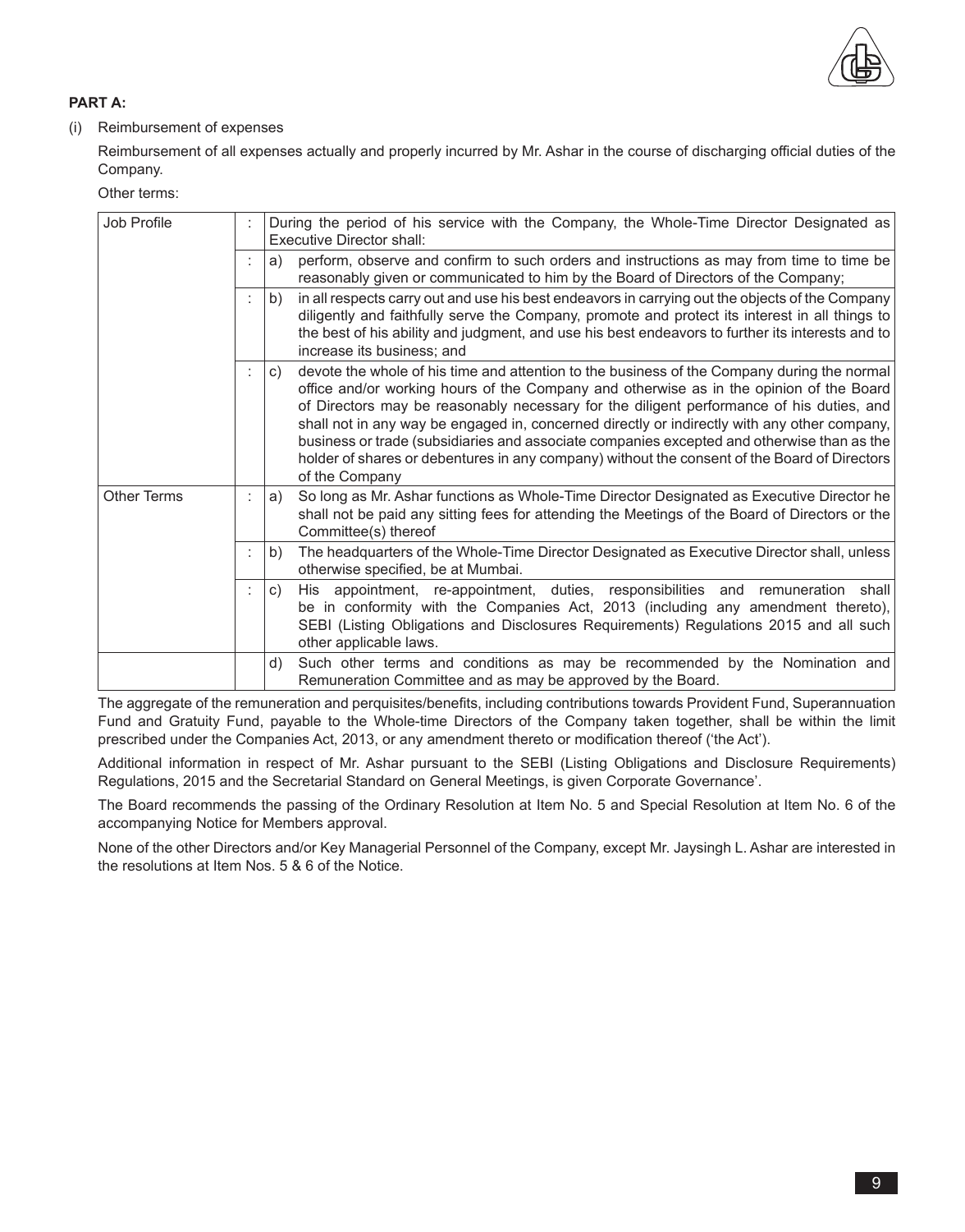**PART A:**

(i) Reimbursement of expenses

Reimbursement of all expenses actually and properly incurred by Mr. Ashar in the course of discharging official duties of the Company.

Other terms:

| | | |
|---|---|---|
| Job Profile | : | During the period of his service with the Company, the Whole-Time Director Designated as Executive Director shall: |
| | : | a) perform, observe and confirm to such orders and instructions as may from time to time be reasonably given or communicated to him by the Board of Directors of the Company; |
| | : | b) in all respects carry out and use his best endeavors in carrying out the objects of the Company diligently and faithfully serve the Company, promote and protect its interest in all things to the best of his ability and judgment, and use his best endeavors to further its interests and to increase its business; and |
| | : | c) devote the whole of his time and attention to the business of the Company during the normal office and/or working hours of the Company and otherwise as in the opinion of the Board of Directors may be reasonably necessary for the diligent performance of his duties, and shall not in any way be engaged in, concerned directly or indirectly with any other company, business or trade (subsidiaries and associate companies excepted and otherwise than as the holder of shares or debentures in any company) without the consent of the Board of Directors of the Company |
| Other Terms | : | a) So long as Mr. Ashar functions as Whole-Time Director Designated as Executive Director he shall not be paid any sitting fees for attending the Meetings of the Board of Directors or the Committee(s) thereof |
| | : | b) The headquarters of the Whole-Time Director Designated as Executive Director shall, unless otherwise specified, be at Mumbai. |
| | : | c) His appointment, re-appointment, duties, responsibilities and remuneration shall be in conformity with the Companies Act, 2013 (including any amendment thereto), SEBI (Listing Obligations and Disclosures Requirements) Regulations 2015 and all such other applicable laws. |
| | | d) Such other terms and conditions as may be recommended by the Nomination and Remuneration Committee and as may be approved by the Board. |

The aggregate of the remuneration and perquisites/benefits, including contributions towards Provident Fund, Superannuation Fund and Gratuity Fund, payable to the Whole-time Directors of the Company taken together, shall be within the limit prescribed under the Companies Act, 2013, or any amendment thereto or modification thereof ('the Act').

Additional information in respect of Mr. Ashar pursuant to the SEBI (Listing Obligations and Disclosure Requirements) Regulations, 2015 and the Secretarial Standard on General Meetings, is given Corporate Governance'.

The Board recommends the passing of the Ordinary Resolution at Item No. 5 and Special Resolution at Item No. 6 of the accompanying Notice for Members approval.

None of the other Directors and/or Key Managerial Personnel of the Company, except Mr. Jaysingh L. Ashar are interested in the resolutions at Item Nos. 5 & 6 of the Notice.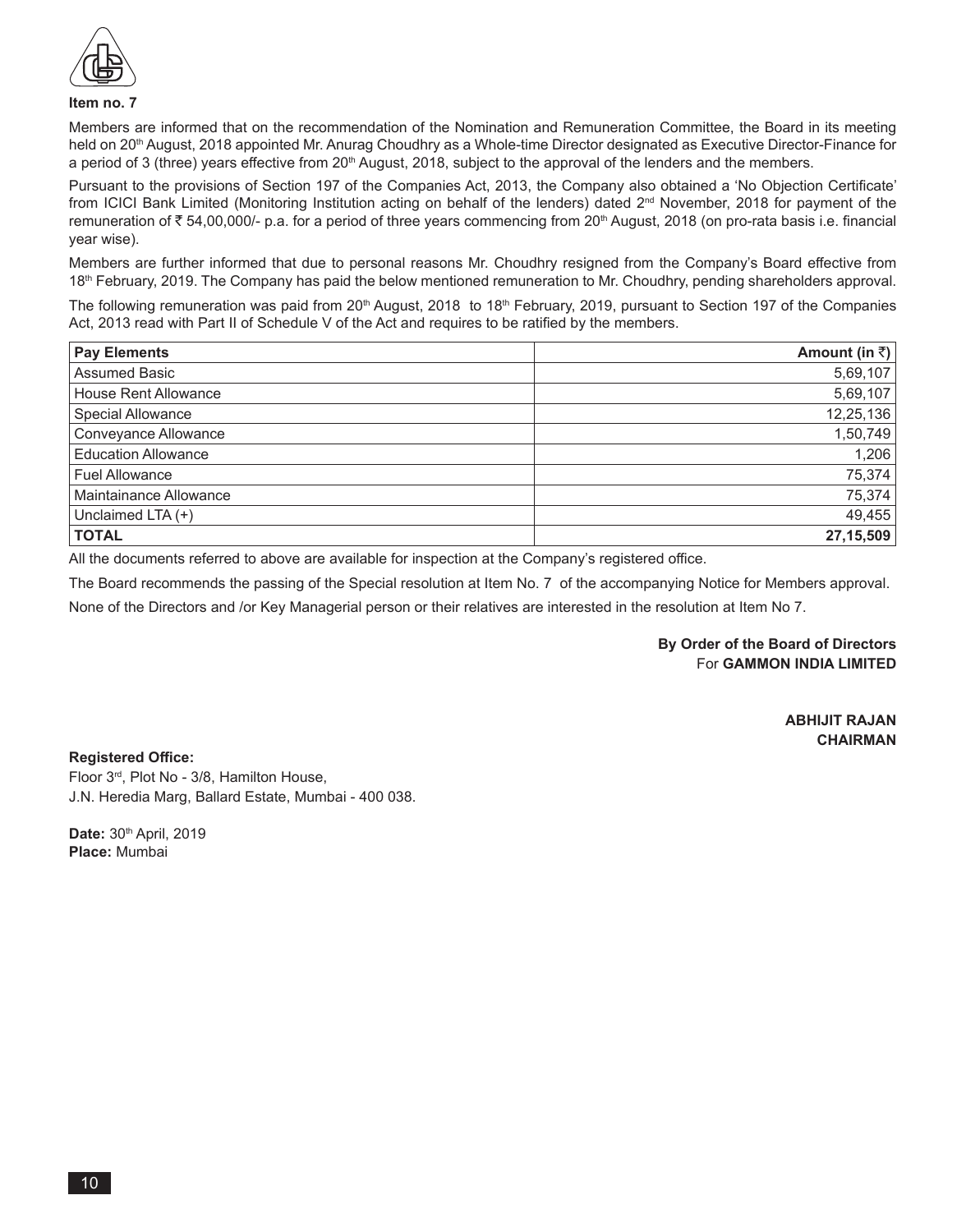**Item no. 7**

Members are informed that on the recommendation of the Nomination and Remuneration Committee, the Board in its meeting held on 20th August, 2018 appointed Mr. Anurag Choudhry as a Whole-time Director designated as Executive Director-Finance for a period of 3 (three) years effective from 20th August, 2018, subject to the approval of the lenders and the members.

Pursuant to the provisions of Section 197 of the Companies Act, 2013, the Company also obtained a 'No Objection Certificate' from ICICI Bank Limited (Monitoring Institution acting on behalf of the lenders) dated 2nd November, 2018 for payment of the remuneration of ₹ 54,00,000/- p.a. for a period of three years commencing from 20th August, 2018 (on pro-rata basis i.e. financial year wise).

Members are further informed that due to personal reasons Mr. Choudhry resigned from the Company's Board effective from 18th February, 2019. The Company has paid the below mentioned remuneration to Mr. Choudhry, pending shareholders approval.

The following remuneration was paid from 20th August, 2018 to 18th February, 2019, pursuant to Section 197 of the Companies Act, 2013 read with Part II of Schedule V of the Act and requires to be ratified by the members.

| Pay Elements | Amount (in ₹) |
|---|---:|
| Assumed Basic | 5,69,107 |
| House Rent Allowance | 5,69,107 |
| Special Allowance | 12,25,136 |
| Conveyance Allowance | 1,50,749 |
| Education Allowance | 1,206 |
| Fuel Allowance | 75,374 |
| Maintainance Allowance | 75,374 |
| Unclaimed LTA (+) | 49,455 |
| **TOTAL** | **27,15,509** |

All the documents referred to above are available for inspection at the Company's registered office.

The Board recommends the passing of the Special resolution at Item No. 7 of the accompanying Notice for Members approval.

None of the Directors and /or Key Managerial person or their relatives are interested in the resolution at Item No 7.

**By Order of the Board of Directors**
For **GAMMON INDIA LIMITED**

**ABHIJIT RAJAN**
**CHAIRMAN**

**Registered Office:**
Floor 3rd, Plot No - 3/8, Hamilton House,
J.N. Heredia Marg, Ballard Estate, Mumbai - 400 038.

**Date:** 30th April, 2019
**Place:** Mumbai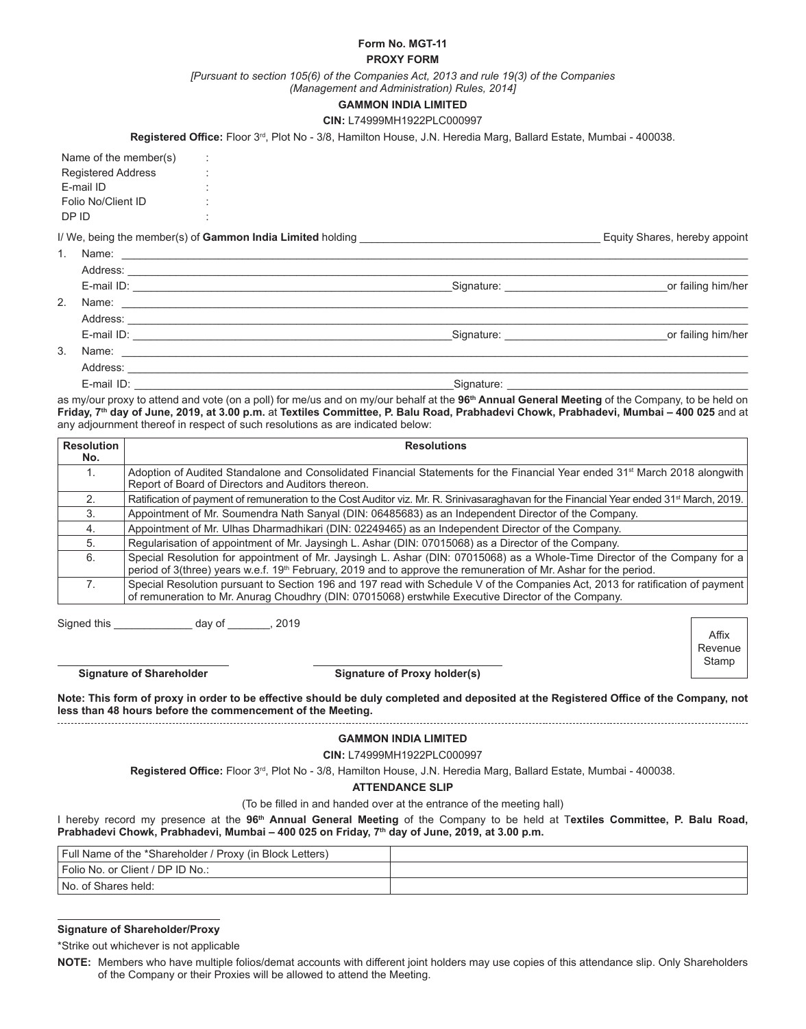**Form No. MGT-11**

**PROXY FORM**

*[Pursuant to section 105(6) of the Companies Act, 2013 and rule 19(3) of the Companies (Management and Administration) Rules, 2014]*

**GAMMON INDIA LIMITED**

**CIN:** L74999MH1922PLC000997

**Registered Office:** Floor 3rd, Plot No - 3/8, Hamilton House, J.N. Heredia Marg, Ballard Estate, Mumbai - 400038.

Name of the member(s) :
Registered Address :
E-mail ID :
Folio No/Client ID :
DP ID :

I/ We, being the member(s) of **Gammon India Limited** holding ________________ Equity Shares, hereby appoint

1. Name: ________________
   Address: ________________
   E-mail ID: ________________ Signature: ________________ or failing him/her
2. Name: ________________
   Address: ________________
   E-mail ID: ________________ Signature: ________________ or failing him/her
3. Name: ________________
   Address: ________________
   E-mail ID: ________________ Signature: ________________

as my/our proxy to attend and vote (on a poll) for me/us and on my/our behalf at the **96th Annual General Meeting** of the Company, to be held on **Friday, 7th day of June, 2019, at 3.00 p.m.** at **Textiles Committee, P. Balu Road, Prabhadevi Chowk, Prabhadevi, Mumbai – 400 025** and at any adjournment thereof in respect of such resolutions as are indicated below:

| Resolution No. | Resolutions |
|---|---|
| 1. | Adoption of Audited Standalone and Consolidated Financial Statements for the Financial Year ended 31st March 2018 alongwith Report of Board of Directors and Auditors thereon. |
| 2. | Ratification of payment of remuneration to the Cost Auditor viz. Mr. R. Srinivasaraghavan for the Financial Year ended 31st March, 2019. |
| 3. | Appointment of Mr. Soumendra Nath Sanyal (DIN: 06485683) as an Independent Director of the Company. |
| 4. | Appointment of Mr. Ulhas Dharmadhikari (DIN: 02249465) as an Independent Director of the Company. |
| 5. | Regularisation of appointment of Mr. Jaysingh L. Ashar (DIN: 07015068) as a Director of the Company. |
| 6. | Special Resolution for appointment of Mr. Jaysingh L. Ashar (DIN: 07015068) as a Whole-Time Director of the Company for a period of 3(three) years w.e.f. 19th February, 2019 and to approve the remuneration of Mr. Ashar for the period. |
| 7. | Special Resolution pursuant to Section 196 and 197 read with Schedule V of the Companies Act, 2013 for ratification of payment of remuneration to Mr. Anurag Choudhry (DIN: 07015068) erstwhile Executive Director of the Company. |

Signed this ____________ day of _______, 2019

Affix Revenue Stamp

**Signature of Shareholder** **Signature of Proxy holder(s)**

**Note: This form of proxy in order to be effective should be duly completed and deposited at the Registered Office of the Company, not less than 48 hours before the commencement of the Meeting.**

---

**GAMMON INDIA LIMITED**

**CIN:** L74999MH1922PLC000997

**Registered Office:** Floor 3rd, Plot No - 3/8, Hamilton House, J.N. Heredia Marg, Ballard Estate, Mumbai - 400038.

**ATTENDANCE SLIP**

(To be filled in and handed over at the entrance of the meeting hall)

I hereby record my presence at the **96th Annual General Meeting** of the Company to be held at **Textiles Committee, P. Balu Road, Prabhadevi Chowk, Prabhadevi, Mumbai – 400 025 on Friday, 7th day of June, 2019, at 3.00 p.m.**

| Full Name of the *Shareholder / Proxy (in Block Letters) | |
|---|---|
| Folio No. or Client / DP ID No.: | |
| No. of Shares held: | |

**Signature of Shareholder/Proxy**

*Strike out whichever is not applicable

**NOTE:** Members who have multiple folios/demat accounts with different joint holders may use copies of this attendance slip. Only Shareholders of the Company or their Proxies will be allowed to attend the Meeting.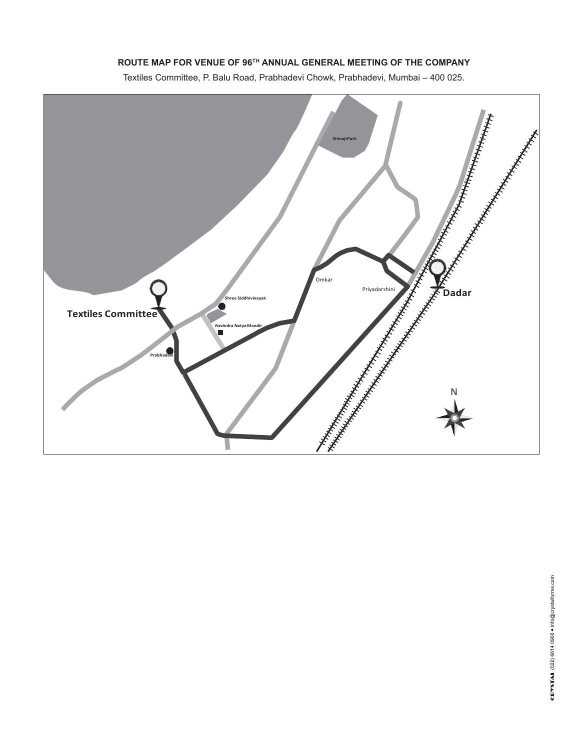**ROUTE MAP FOR VENUE OF 96TH ANNUAL GENERAL MEETING OF THE COMPANY**

Textiles Committee, P. Balu Road, Prabhadevi Chowk, Prabhadevi, Mumbai – 400 025.

Shivaji Park

Omkar

Priyadarshini

Dadar

Shree Siddhivinayak

Textiles Committee

Ravindra Natya Mandir

Prabhadevi

N